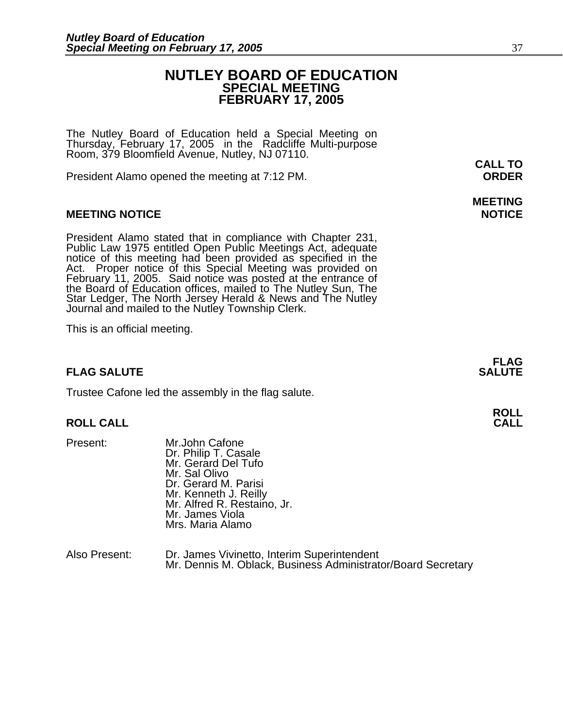# NUTLEY BOARD OF EDUCATION
## SPECIAL MEETING
## FEBRUARY 17, 2005

The Nutley Board of Education held a Special Meeting on Thursday, February 17, 2005 in the Radcliffe Multi-purpose Room, 379 Bloomfield Avenue, Nutley, NJ 07110.

**CALL TO ORDER**

President Alamo opened the meeting at 7:12 PM.

**MEETING NOTICE**

President Alamo stated that in compliance with Chapter 231, Public Law 1975 entitled Open Public Meetings Act, adequate notice of this meeting had been provided as specified in the Act. Proper notice of this Special Meeting was provided on February 11, 2005. Said notice was posted at the entrance of the Board of Education offices, mailed to The Nutley Sun, The Star Ledger, The North Jersey Herald & News and The Nutley Journal and mailed to the Nutley Township Clerk.

This is an official meeting.

**FLAG SALUTE**

Trustee Cafone led the assembly in the flag salute.

**ROLL CALL**

Present:
- Mr.John Cafone
- Dr. Philip T. Casale
- Mr. Gerard Del Tufo
- Mr. Sal Olivo
- Dr. Gerard M. Parisi
- Mr. Kenneth J. Reilly
- Mr. Alfred R. Restaino, Jr.
- Mr. James Viola
- Mrs. Maria Alamo

Also Present:
- Dr. James Vivinetto, Interim Superintendent
- Mr. Dennis M. Oblack, Business Administrator/Board Secretary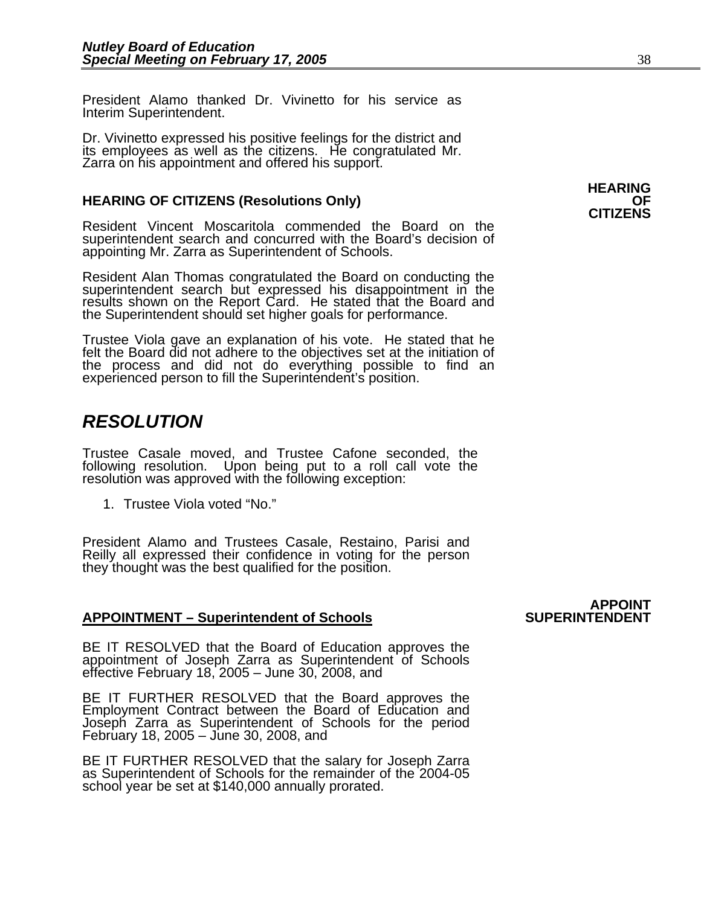President Alamo thanked Dr. Vivinetto for his service as Interim Superintendent.

Dr. Vivinetto expressed his positive feelings for the district and its employees as well as the citizens. He congratulated Mr. Zarra on his appointment and offered his support.

**HEARING OF CITIZENS**

**HEARING OF CITIZENS (Resolutions Only)**

Resident Vincent Moscaritola commended the Board on the superintendent search and concurred with the Board's decision of appointing Mr. Zarra as Superintendent of Schools.

Resident Alan Thomas congratulated the Board on conducting the superintendent search but expressed his disappointment in the results shown on the Report Card. He stated that the Board and the Superintendent should set higher goals for performance.

Trustee Viola gave an explanation of his vote. He stated that he felt the Board did not adhere to the objectives set at the initiation of the process and did not do everything possible to find an experienced person to fill the Superintendent's position.

# *RESOLUTION*

Trustee Casale moved, and Trustee Cafone seconded, the following resolution. Upon being put to a roll call vote the resolution was approved with the following exception:

1. Trustee Viola voted "No."

President Alamo and Trustees Casale, Restaino, Parisi and Reilly all expressed their confidence in voting for the person they thought was the best qualified for the position.

**APPOINT SUPERINTENDENT**

**APPOINTMENT – Superintendent of Schools**

BE IT RESOLVED that the Board of Education approves the appointment of Joseph Zarra as Superintendent of Schools effective February 18, 2005 – June 30, 2008, and

BE IT FURTHER RESOLVED that the Board approves the Employment Contract between the Board of Education and Joseph Zarra as Superintendent of Schools for the period February 18, 2005 – June 30, 2008, and

BE IT FURTHER RESOLVED that the salary for Joseph Zarra as Superintendent of Schools for the remainder of the 2004-05 school year be set at $140,000 annually prorated.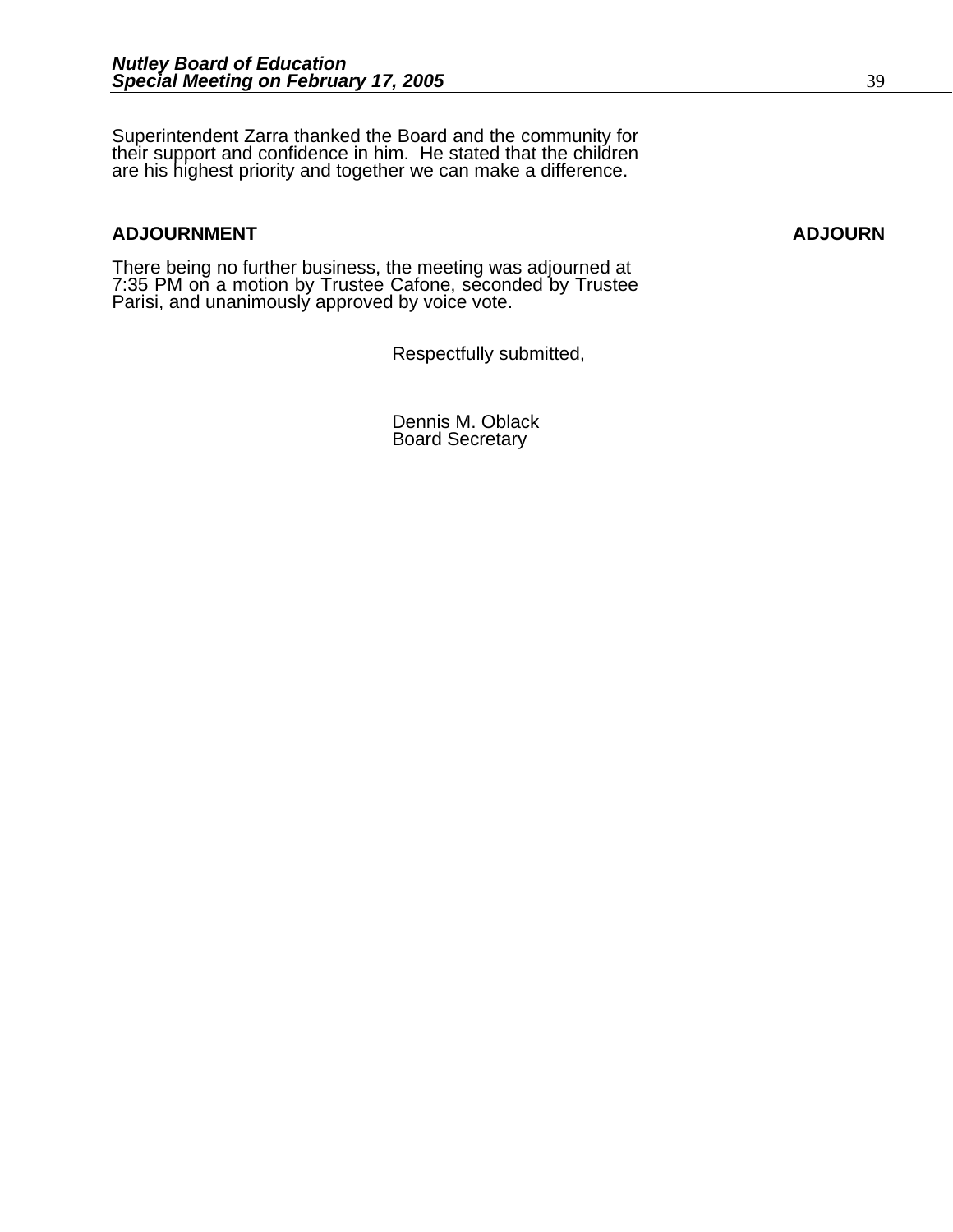Superintendent Zarra thanked the Board and the community for their support and confidence in him. He stated that the children are his highest priority and together we can make a difference.

**ADJOURNMENT** **ADJOURN**

There being no further business, the meeting was adjourned at 7:35 PM on a motion by Trustee Cafone, seconded by Trustee Parisi, and unanimously approved by voice vote.

Respectfully submitted,

Dennis M. Oblack
Board Secretary